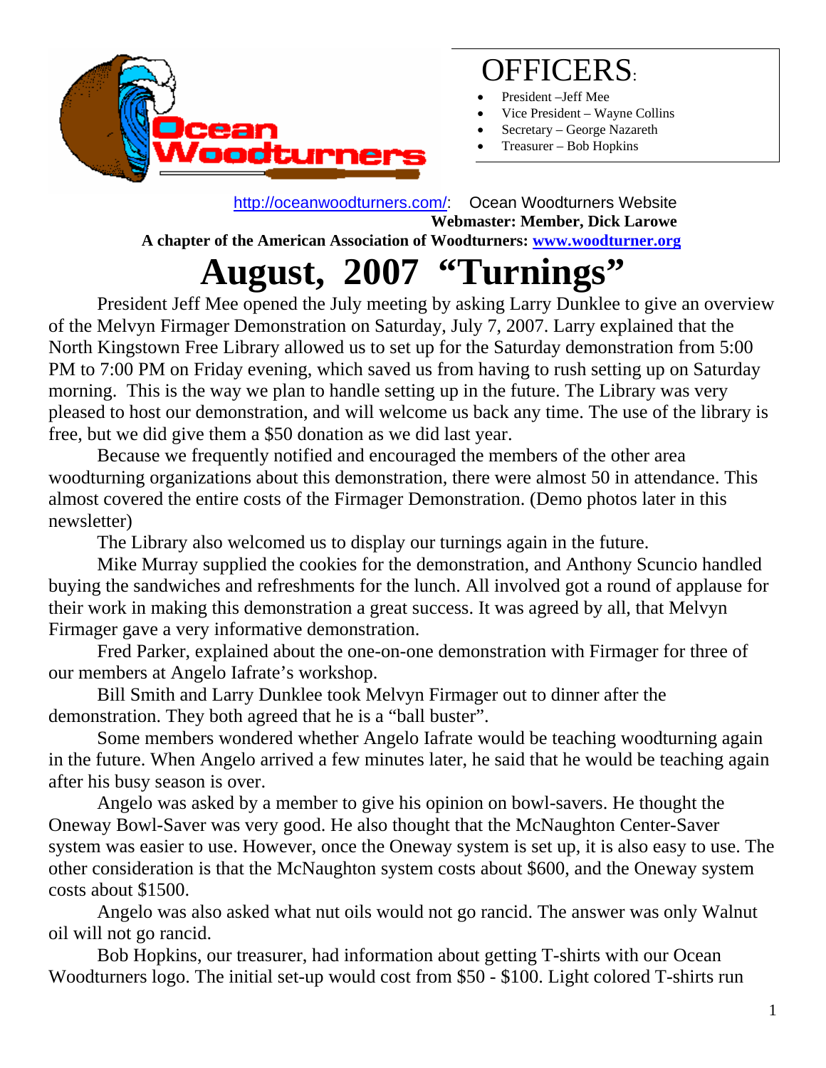## OFFICERS:

- President –Jeff Mee
- Vice President – Wayne Collins
- Secretary – George Nazareth
- Treasurer – Bob Hopkins

http://oceanwoodturners.com/: Ocean Woodturners Website
**Webmaster: Member, Dick Larowe**
**A chapter of the American Association of Woodturners: www.woodturner.org**

# August, 2007 "Turnings"

President Jeff Mee opened the July meeting by asking Larry Dunklee to give an overview of the Melvyn Firmager Demonstration on Saturday, July 7, 2007. Larry explained that the North Kingstown Free Library allowed us to set up for the Saturday demonstration from 5:00 PM to 7:00 PM on Friday evening, which saved us from having to rush setting up on Saturday morning. This is the way we plan to handle setting up in the future. The Library was very pleased to host our demonstration, and will welcome us back any time. The use of the library is free, but we did give them a $50 donation as we did last year.

Because we frequently notified and encouraged the members of the other area woodturning organizations about this demonstration, there were almost 50 in attendance. This almost covered the entire costs of the Firmager Demonstration. (Demo photos later in this newsletter)

The Library also welcomed us to display our turnings again in the future.

Mike Murray supplied the cookies for the demonstration, and Anthony Scuncio handled buying the sandwiches and refreshments for the lunch. All involved got a round of applause for their work in making this demonstration a great success. It was agreed by all, that Melvyn Firmager gave a very informative demonstration.

Fred Parker, explained about the one-on-one demonstration with Firmager for three of our members at Angelo Iafrate's workshop.

Bill Smith and Larry Dunklee took Melvyn Firmager out to dinner after the demonstration. They both agreed that he is a "ball buster".

Some members wondered whether Angelo Iafrate would be teaching woodturning again in the future. When Angelo arrived a few minutes later, he said that he would be teaching again after his busy season is over.

Angelo was asked by a member to give his opinion on bowl-savers. He thought the Oneway Bowl-Saver was very good. He also thought that the McNaughton Center-Saver system was easier to use. However, once the Oneway system is set up, it is also easy to use. The other consideration is that the McNaughton system costs about $600, and the Oneway system costs about $1500.

Angelo was also asked what nut oils would not go rancid. The answer was only Walnut oil will not go rancid.

Bob Hopkins, our treasurer, had information about getting T-shirts with our Ocean Woodturners logo. The initial set-up would cost from $50 - $100. Light colored T-shirts run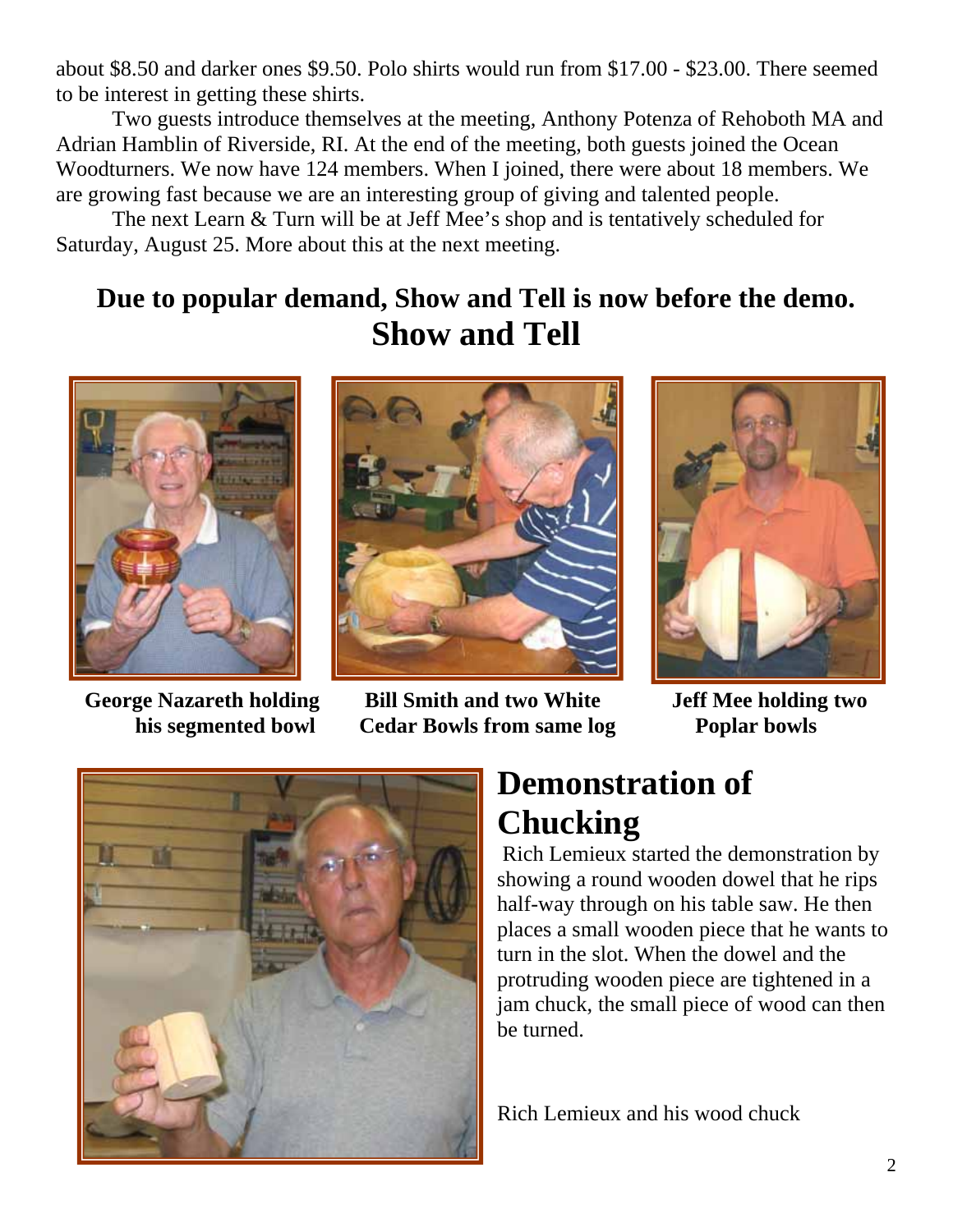about $8.50 and darker ones $9.50. Polo shirts would run from $17.00 - $23.00. There seemed to be interest in getting these shirts.

Two guests introduce themselves at the meeting, Anthony Potenza of Rehoboth MA and Adrian Hamblin of Riverside, RI. At the end of the meeting, both guests joined the Ocean Woodturners. We now have 124 members. When I joined, there were about 18 members. We are growing fast because we are an interesting group of giving and talented people.

The next Learn & Turn will be at Jeff Mee's shop and is tentatively scheduled for Saturday, August 25. More about this at the next meeting.

**Due to popular demand, Show and Tell is now before the demo.**

## Show and Tell

**George Nazareth holding his segmented bowl**

**Bill Smith and two White Cedar Bowls from same log**

**Jeff Mee holding two Poplar bowls**

## Demonstration of Chucking

Rich Lemieux started the demonstration by showing a round wooden dowel that he rips half-way through on his table saw. He then places a small wooden piece that he wants to turn in the slot. When the dowel and the protruding wooden piece are tightened in a jam chuck, the small piece of wood can then be turned.

Rich Lemieux and his wood chuck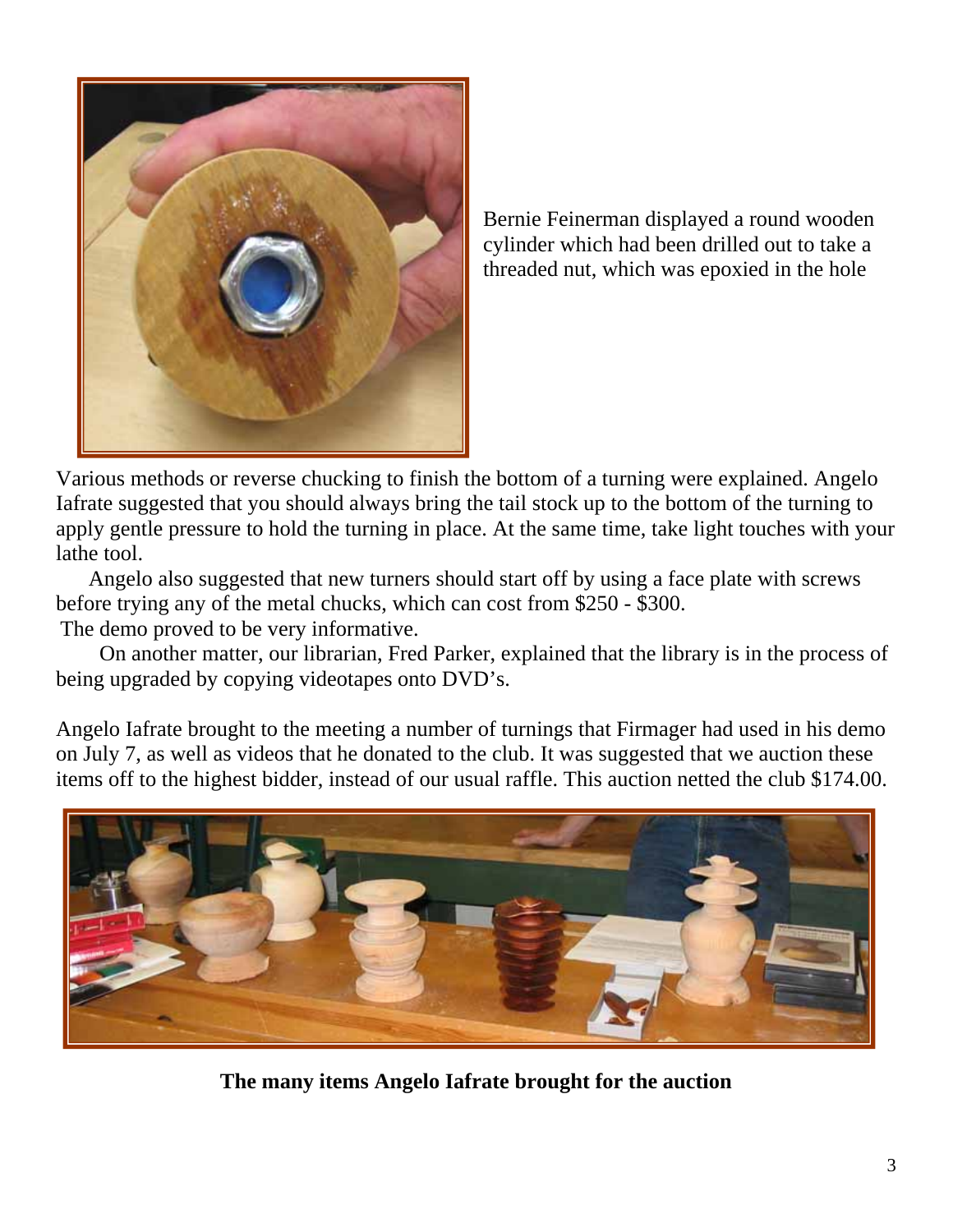Bernie Feinerman displayed a round wooden cylinder which had been drilled out to take a threaded nut, which was epoxied in the hole

Various methods or reverse chucking to finish the bottom of a turning were explained. Angelo Iafrate suggested that you should always bring the tail stock up to the bottom of the turning to apply gentle pressure to hold the turning in place. At the same time, take light touches with your lathe tool.

Angelo also suggested that new turners should start off by using a face plate with screws before trying any of the metal chucks, which can cost from $250 - $300.

The demo proved to be very informative.

On another matter, our librarian, Fred Parker, explained that the library is in the process of being upgraded by copying videotapes onto DVD's.

Angelo Iafrate brought to the meeting a number of turnings that Firmager had used in his demo on July 7, as well as videos that he donated to the club. It was suggested that we auction these items off to the highest bidder, instead of our usual raffle. This auction netted the club $174.00.

**The many items Angelo Iafrate brought for the auction**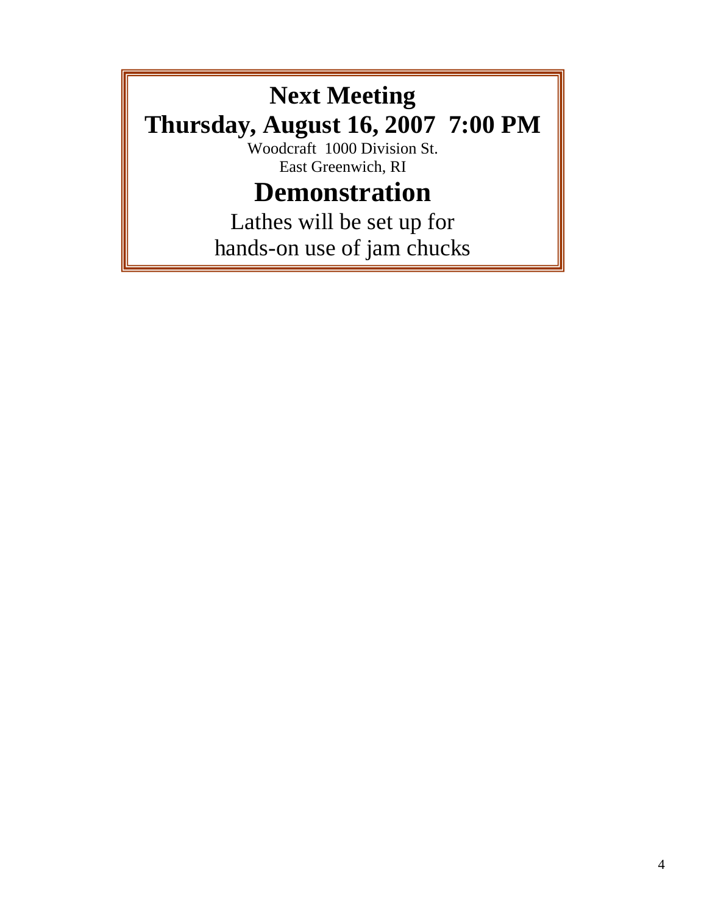# Next Meeting

## Thursday, August 16, 2007 7:00 PM

Woodcraft 1000 Division St.
East Greenwich, RI

# Demonstration

Lathes will be set up for
hands-on use of jam chucks